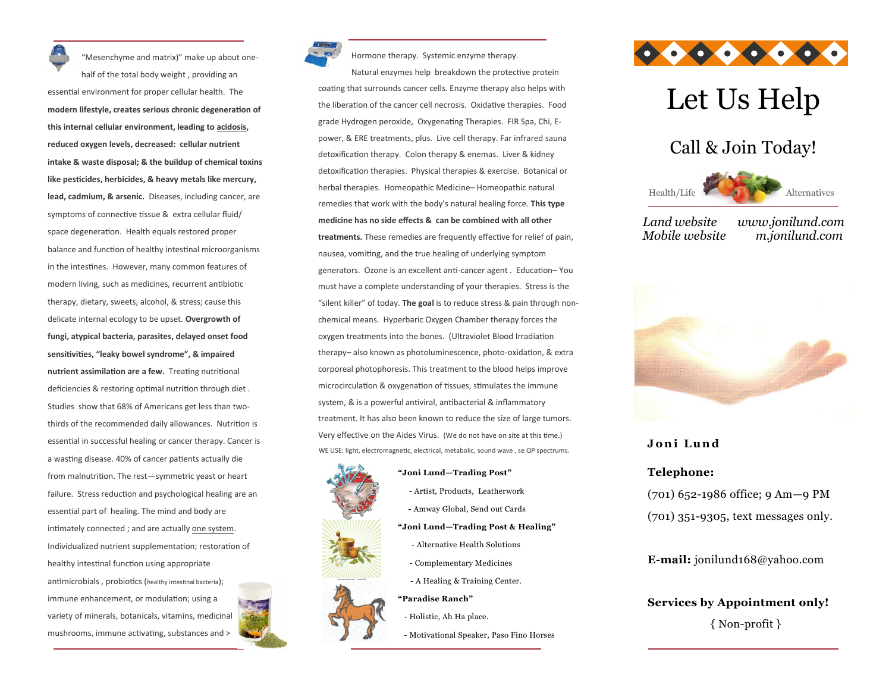"Mesenchyme and matrix)" make up about one-half of the total body weight , providing an essential environment for proper cellular health. The **modern lifestyle, creates serious chronic degeneration of this internal cellular environment, leading to acidosis, reduced oxygen levels, decreased: cellular nutrient intake & waste disposal; & the buildup of chemical toxins like pesticides, herbicides, & heavy metals like mercury, lead, cadmium, & arsenic.** Diseases, including cancer, are symptoms of connective tissue & extra cellular fluid/ space degeneration. Health equals restored proper balance and function of healthy intestinal microorganisms in the intestines. However, many common features of modern living, such as medicines, recurrent antibiotic therapy, dietary, sweets, alcohol, & stress; cause this delicate internal ecology to be upset. **Overgrowth of fungi, atypical bacteria, parasites, delayed onset food sensitivities, "leaky bowel syndrome", & impaired nutrient assimilation are a few.** Treating nutritional deficiencies & restoring optimal nutrition through diet . Studies show that 68% of Americans get less than two-thirds of the recommended daily allowances. Nutrition is essential in successful healing or cancer therapy. Cancer is a wasting disease. 40% of cancer patients actually die from malnutrition. The rest—symmetric yeast or heart failure. Stress reduction and psychological healing are an essential part of healing. The mind and body are intimately connected ; and are actually one system. Individualized nutrient supplementation; restoration of healthy intestinal function using appropriate antimicrobials , probiotics (healthy intestinal bacteria); immune enhancement, or modulation; using a variety of minerals, botanicals, vitamins, medicinal mushrooms, immune activating, substances and >

Hormone therapy. Systemic enzyme therapy.

Natural enzymes help breakdown the protective protein coating that surrounds cancer cells. Enzyme therapy also helps with the liberation of the cancer cell necrosis. Oxidative therapies. Food grade Hydrogen peroxide, Oxygenating Therapies. FIR Spa, Chi, E-power, & ERE treatments, plus. Live cell therapy. Far infrared sauna detoxification therapy. Colon therapy & enemas. Liver & kidney detoxification therapies. Physical therapies & exercise. Botanical or herbal therapies. Homeopathic Medicine– Homeopathic natural remedies that work with the body's natural healing force. **This type medicine has no side effects & can be combined with all other treatments.** These remedies are frequently effective for relief of pain, nausea, vomiting, and the true healing of underlying symptom generators. Ozone is an excellent anti-cancer agent . Education– You must have a complete understanding of your therapies. Stress is the "silent killer" of today. **The goal** is to reduce stress & pain through non-chemical means. Hyperbaric Oxygen Chamber therapy forces the oxygen treatments into the bones. (Ultraviolet Blood Irradiation therapy– also known as photoluminescence, photo-oxidation, & extra corporeal photophoresis. This treatment to the blood helps improve microcirculation & oxygenation of tissues, stimulates the immune system, & is a powerful antiviral, antibacterial & inflammatory treatment. It has also been known to reduce the size of large tumors. Very effective on the Aides Virus. (We do not have on site at this time.)

WE USE: light, electromagnetic, electrical, metabolic, sound wave , se QP spectrums.

**"Joni Lund—Trading Post"**

- Artist, Products, Leatherwork
- Amway Global, Send out Cards

**"Joni Lund—Trading Post & Healing"**

- Alternative Health Solutions
- Complementary Medicines
- A Healing & Training Center.

**"Paradise Ranch"**

- Holistic, Ah Ha place.
- Motivational Speaker, Paso Fino Horses

# Let Us Help

## Call & Join Today!

Health/Life Alternatives

*Land website* *www.jonilund.com*
*Mobile website* *m.jonilund.com*

**Joni Lund**

**Telephone:**

(701) 652-1986 office; 9 Am—9 PM

(701) 351-9305, text messages only.

**E-mail:** jonilund168@yahoo.com

**Services by Appointment only!**

{ Non-profit }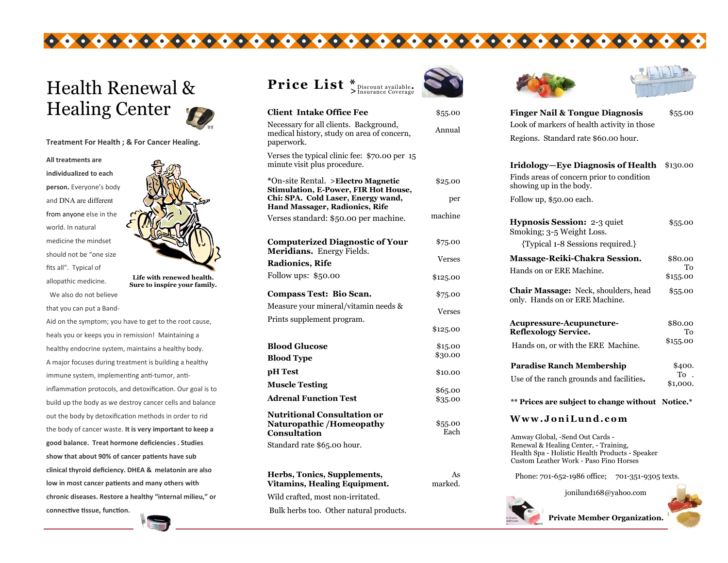# Health Renewal & Healing Center

**Treatment For Health ; & For Cancer Healing.**

**All treatments are individualized to each person.** Everyone's body and DNA are different from anyone else in the world. In natural medicine the mindset should not be "one size fits all". Typical of allopathic medicine. We also do not believe that you can put a Band-Aid on the symptom; you have to get to the root cause, heals you or keeps you in remission! Maintaining a healthy endocrine system, maintains a healthy body. A major focuses during treatment is building a healthy immune system, implementing anti-tumor, anti-inflammation protocols, and detoxification. Our goal is to build up the body as we destroy cancer cells and balance out the body by detoxification methods in order to rid the body of cancer waste. **It is very important to keep a good balance. Treat hormone deficiencies . Studies show that about 90% of cancer patients have sub clinical thyroid deficiency. DHEA & melatonin are also low in most cancer patients and many others with chronic diseases. Restore a healthy "internal milieu," or connective tissue, function.**

**Life with renewed health. Sure to inspire your family.**

## Price List

\* Discount available.
\> Insurance Coverage

**Client Intake Office Fee** — $55.00 Annual
Necessary for all clients. Background, medical history, study on area of concern, paperwork.
Verses the typical clinic fee: $70.00 per 15 minute visit plus procedure.

*On-site Rental. >**Electro Magnetic Stimulation, E-Power, FIR Hot House, Chi: SPA. Cold Laser, Energy wand, Hand Massager, Radionics, Rife** — $25.00 per machine
Verses standard: $50.00 per machine.

**Computerized Diagnostic of Your Meridians.** Energy Fields.
**Radionics, Rife** — $75.00 Verses $125.00
Follow ups: $50.00

**Compass Test: Bio Scan.** — $75.00 Verses $125.00
Measure your mineral/vitamin needs & Prints supplement program.

**Blood Glucose** — $15.00
**Blood Type** — $30.00
**pH Test** — $10.00
**Muscle Testing** — $65.00
**Adrenal Function Test** — $35.00

**Nutritional Consultation or Naturopathic /Homeopathy Consultation** — $55.00 Each
Standard rate $65.00 hour.

**Herbs, Tonics, Supplements, Vitamins, Healing Equipment.** — As marked.
Wild crafted, most non-irritated.
Bulk herbs too. Other natural products.

**Finger Nail & Tongue Diagnosis** — $55.00
Look of markers of health activity in those Regions. Standard rate $60.00 hour.

**Iridology—Eye Diagnosis of Health** — $130.00
Finds areas of concern prior to condition showing up in the body.
Follow up, $50.00 each.

**Hypnosis Session:** 2-3 quiet Smoking; 3-5 Weight Loss. — $55.00
{Typical 1-8 Sessions required.}

**Massage-Reiki-Chakra Session.** — $80.00 To $155.00
Hands on or ERE Machine.

**Chair Massage:** Neck, shoulders, head only. Hands on or ERE Machine. — $55.00

**Acupressure-Acupuncture-Reflexology Service.** — $80.00 To $155.00
Hands on, or with the ERE Machine.

**Paradise Ranch Membership** — $400. To . $1,000.
Use of the ranch grounds and facilities.

**\*\* Prices are subject to change without Notice.\***

**Www.JoniLund.com**

Amway Global, -Send Out Cards -
Renewal & Healing Center, - Training,
Health Spa - Holistic Health Products - Speaker
Custom Leather Work - Paso Fino Horses

Phone: 701-652-1986 office; 701-351-9305 texts.

jonilund168@yahoo.com

**Private Member Organization.**